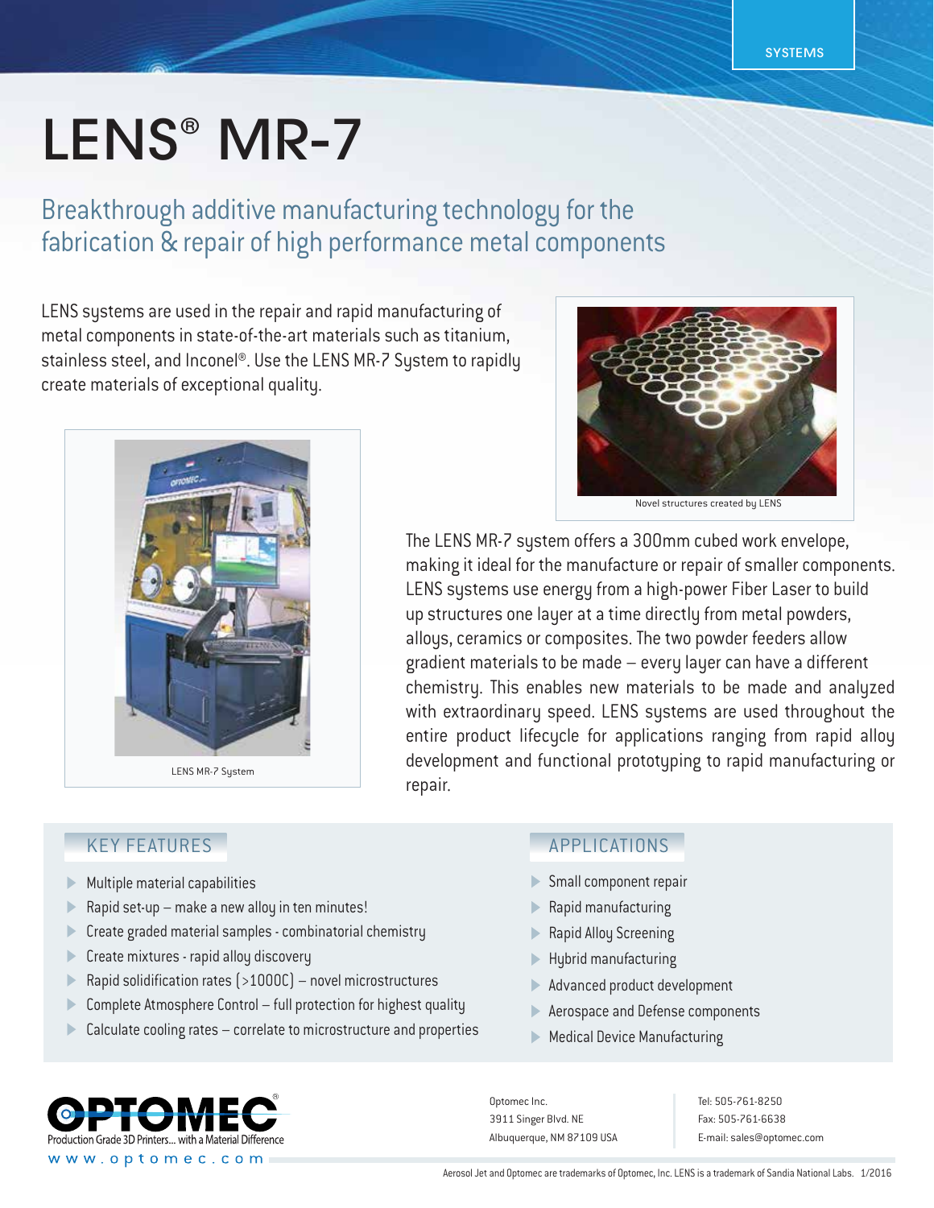SYSTEMS

# LENS® MR-7

## Breakthrough additive manufacturing technology for the fabrication & repair of high performance metal components

LENS systems are used in the repair and rapid manufacturing of metal components in state-of-the-art materials such as titanium, stainless steel, and Inconel®. Use the LENS MR-7 System to rapidly create materials of exceptional quality.

Novel structures created by LENS

LENS MR-7 System

The LENS MR-7 system offers a 300mm cubed work envelope, making it ideal for the manufacture or repair of smaller components. LENS systems use energy from a high-power Fiber Laser to build up structures one layer at a time directly from metal powders, alloys, ceramics or composites. The two powder feeders allow gradient materials to be made – every layer can have a different chemistry. This enables new materials to be made and analyzed with extraordinary speed. LENS systems are used throughout the entire product lifecycle for applications ranging from rapid alloy development and functional prototyping to rapid manufacturing or repair.

### KEY FEATURES

- Multiple material capabilities
- Rapid set-up – make a new alloy in ten minutes!
- Create graded material samples - combinatorial chemistry
- Create mixtures - rapid alloy discovery
- Rapid solidification rates (>1000C) – novel microstructures
- Complete Atmosphere Control – full protection for highest quality
- Calculate cooling rates – correlate to microstructure and properties

### APPLICATIONS

- Small component repair
- Rapid manufacturing
- Rapid Alloy Screening
- Hybrid manufacturing
- Advanced product development
- Aerospace and Defense components
- Medical Device Manufacturing

OPTOMEC®
Production Grade 3D Printers... with a Material Difference
www.optomec.com

Optomec Inc.
3911 Singer Blvd. NE
Albuquerque, NM 87109 USA

Tel: 505-761-8250
Fax: 505-761-6638
E-mail: sales@optomec.com

Aerosol Jet and Optomec are trademarks of Optomec, Inc. LENS is a trademark of Sandia National Labs. 1/2016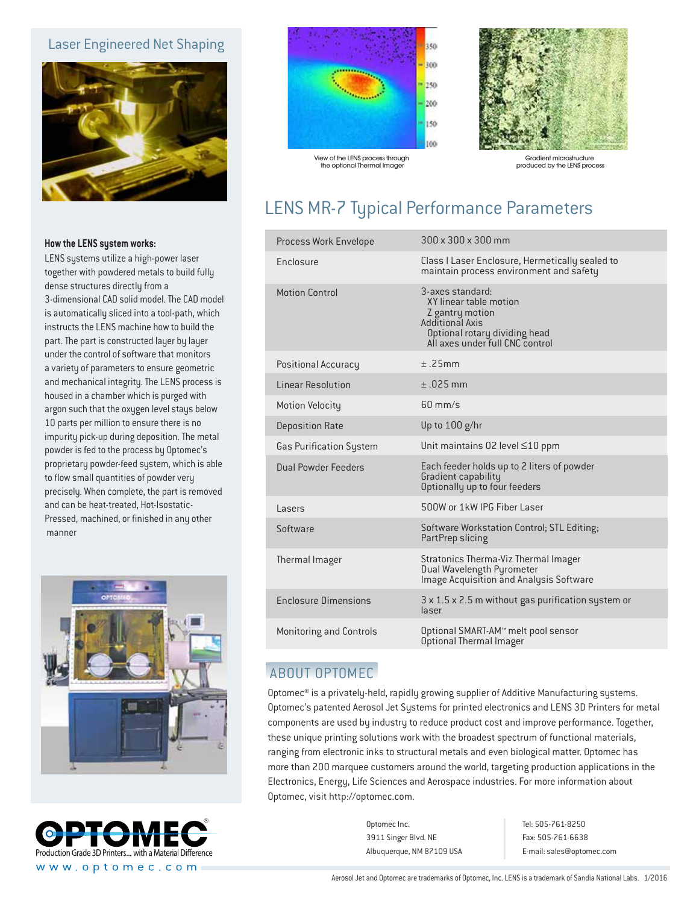## Laser Engineered Net Shaping

**How the LENS system works:**

LENS systems utilize a high-power laser together with powdered metals to build fully dense structures directly from a 3-dimensional CAD solid model. The CAD model is automatically sliced into a tool-path, which instructs the LENS machine how to build the part. The part is constructed layer by layer under the control of software that monitors a variety of parameters to ensure geometric and mechanical integrity. The LENS process is housed in a chamber which is purged with argon such that the oxygen level stays below 10 parts per million to ensure there is no impurity pick-up during deposition. The metal powder is fed to the process by Optomec's proprietary powder-feed system, which is able to flow small quantities of powder very precisely. When complete, the part is removed and can be heat-treated, Hot-Isostatic-Pressed, machined, or finished in any other manner

350
300
250
200
150
100

View of the LENS process through the optional Thermal Imager

Gradient microstructure produced by the LENS process

## LENS MR-7 Typical Performance Parameters

| | |
|---|---|
| Process Work Envelope | 300 x 300 x 300 mm |
| Enclosure | Class I Laser Enclosure, Hermetically sealed to maintain process environment and safety |
| Motion Control | 3-axes standard: XY linear table motion Z gantry motion Additional Axis Optional rotary dividing head All axes under full CNC control |
| Positional Accuracy | ± .25mm |
| Linear Resolution | ± .025 mm |
| Motion Velocity | 60 mm/s |
| Deposition Rate | Up to 100 g/hr |
| Gas Purification System | Unit maintains 02 level ≤10 ppm |
| Dual Powder Feeders | Each feeder holds up to 2 liters of powder Gradient capability Optionally up to four feeders |
| Lasers | 500W or 1kW IPG Fiber Laser |
| Software | Software Workstation Control; STL Editing; PartPrep slicing |
| Thermal Imager | Stratonics Therma-Viz Thermal Imager Dual Wavelength Pyrometer Image Acquisition and Analysis Software |
| Enclosure Dimensions | 3 x 1.5 x 2.5 m without gas purification system or laser |
| Monitoring and Controls | Optional SMART-AM™ melt pool sensor Optional Thermal Imager |

## ABOUT OPTOMEC

Optomec® is a privately-held, rapidly growing supplier of Additive Manufacturing systems. Optomec's patented Aerosol Jet Systems for printed electronics and LENS 3D Printers for metal components are used by industry to reduce product cost and improve performance. Together, these unique printing solutions work with the broadest spectrum of functional materials, ranging from electronic inks to structural metals and even biological matter. Optomec has more than 200 marquee customers around the world, targeting production applications in the Electronics, Energy, Life Sciences and Aerospace industries. For more information about Optomec, visit http://optomec.com.

OPTOMEC®
Production Grade 3D Printers... with a Material Difference
www.optomec.com

Optomec Inc.
3911 Singer Blvd. NE
Albuquerque, NM 87109 USA

Tel: 505-761-8250
Fax: 505-761-6638
E-mail: sales@optomec.com

Aerosol Jet and Optomec are trademarks of Optomec, Inc. LENS is a trademark of Sandia National Labs. 1/2016